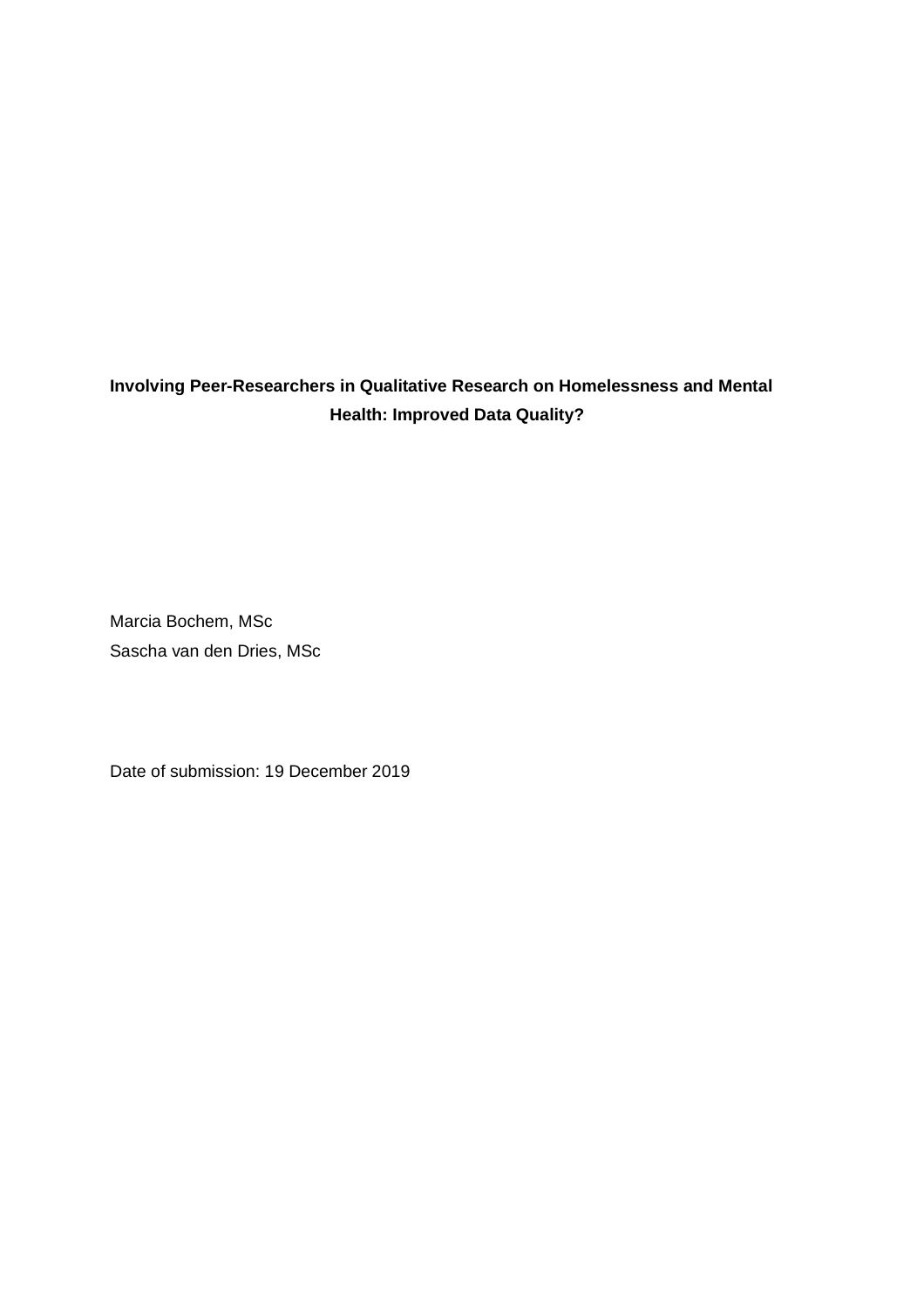# Involving Peer-Researchers in Qualitative Research on Homelessness and Mental Health: Improved Data Quality?

Marcia Bochem, MSc
Sascha van den Dries, MSc

Date of submission: 19 December 2019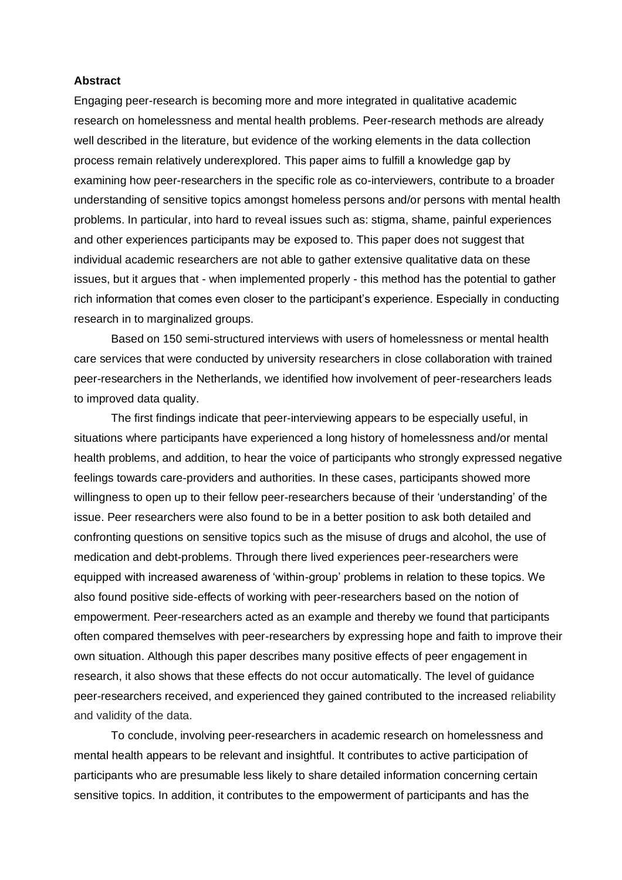**Abstract**

Engaging peer-research is becoming more and more integrated in qualitative academic research on homelessness and mental health problems. Peer-research methods are already well described in the literature, but evidence of the working elements in the data collection process remain relatively underexplored. This paper aims to fulfill a knowledge gap by examining how peer-researchers in the specific role as co-interviewers, contribute to a broader understanding of sensitive topics amongst homeless persons and/or persons with mental health problems. In particular, into hard to reveal issues such as: stigma, shame, painful experiences and other experiences participants may be exposed to. This paper does not suggest that individual academic researchers are not able to gather extensive qualitative data on these issues, but it argues that - when implemented properly - this method has the potential to gather rich information that comes even closer to the participant's experience. Especially in conducting research in to marginalized groups.

Based on 150 semi-structured interviews with users of homelessness or mental health care services that were conducted by university researchers in close collaboration with trained peer-researchers in the Netherlands, we identified how involvement of peer-researchers leads to improved data quality.

The first findings indicate that peer-interviewing appears to be especially useful, in situations where participants have experienced a long history of homelessness and/or mental health problems, and addition, to hear the voice of participants who strongly expressed negative feelings towards care-providers and authorities. In these cases, participants showed more willingness to open up to their fellow peer-researchers because of their 'understanding' of the issue. Peer researchers were also found to be in a better position to ask both detailed and confronting questions on sensitive topics such as the misuse of drugs and alcohol, the use of medication and debt-problems. Through there lived experiences peer-researchers were equipped with increased awareness of 'within-group' problems in relation to these topics. We also found positive side-effects of working with peer-researchers based on the notion of empowerment. Peer-researchers acted as an example and thereby we found that participants often compared themselves with peer-researchers by expressing hope and faith to improve their own situation. Although this paper describes many positive effects of peer engagement in research, it also shows that these effects do not occur automatically. The level of guidance peer-researchers received, and experienced they gained contributed to the increased reliability and validity of the data.

To conclude, involving peer-researchers in academic research on homelessness and mental health appears to be relevant and insightful. It contributes to active participation of participants who are presumable less likely to share detailed information concerning certain sensitive topics. In addition, it contributes to the empowerment of participants and has the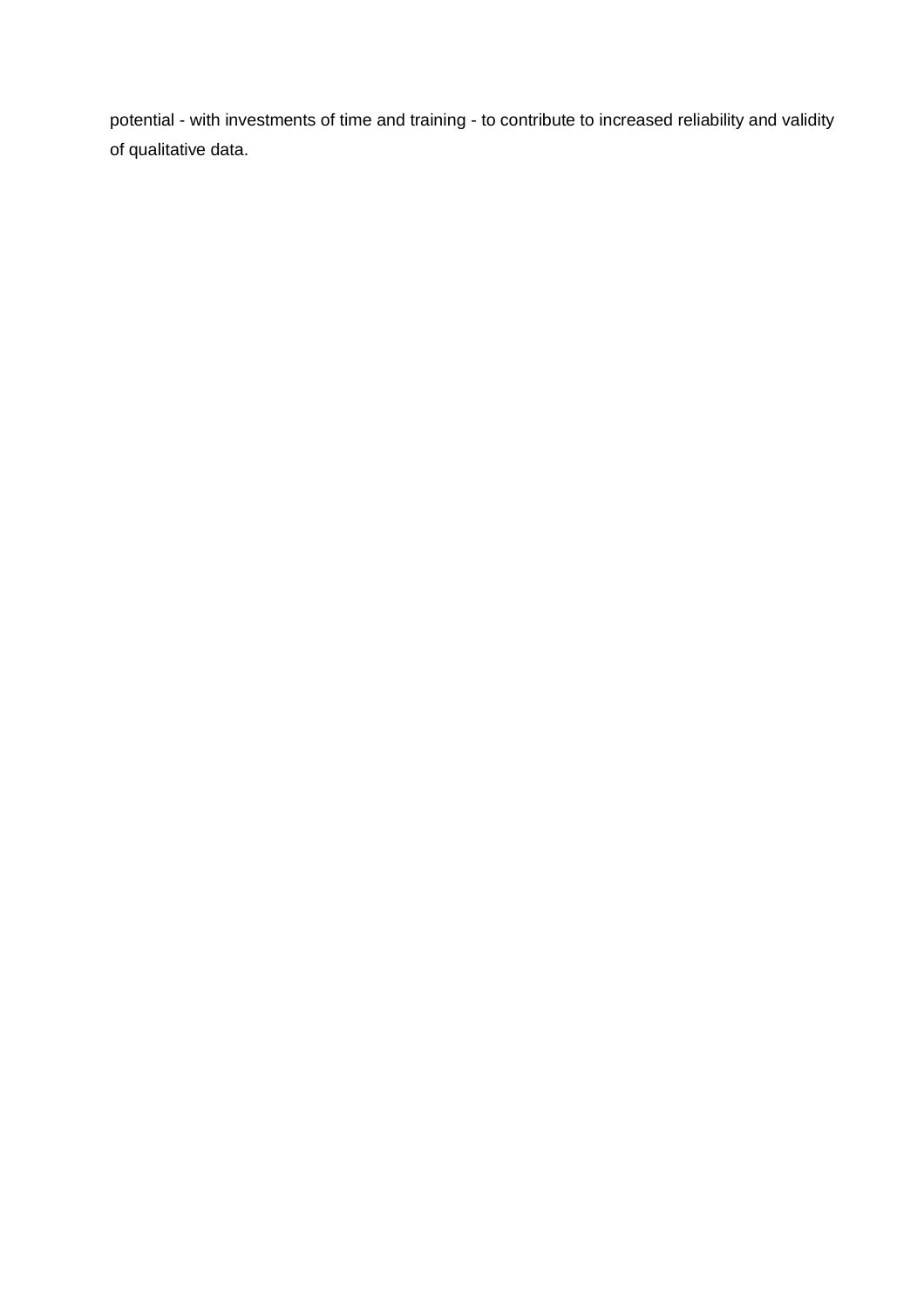potential - with investments of time and training - to contribute to increased reliability and validity of qualitative data.